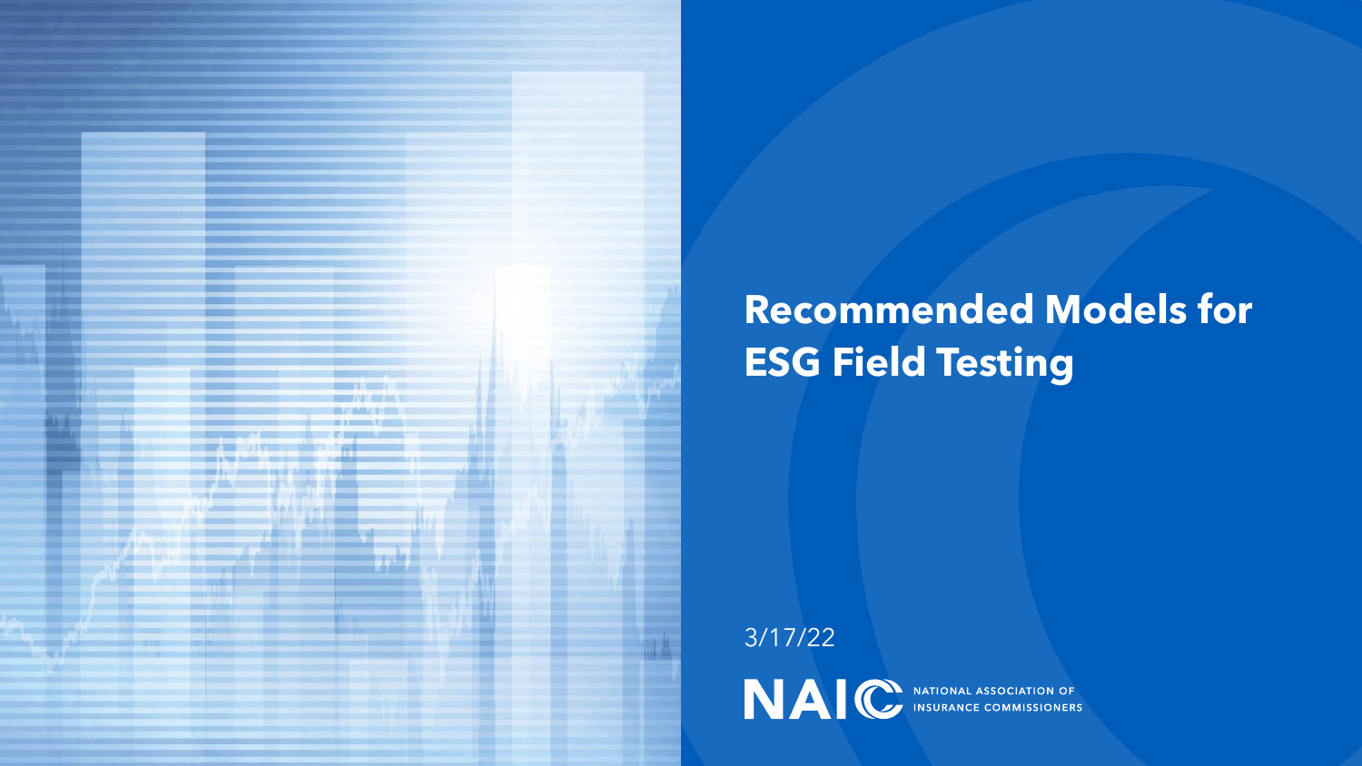# Recommended Models for ESG Field Testing

3/17/22

NAIC NATIONAL ASSOCIATION OF INSURANCE COMMISSIONERS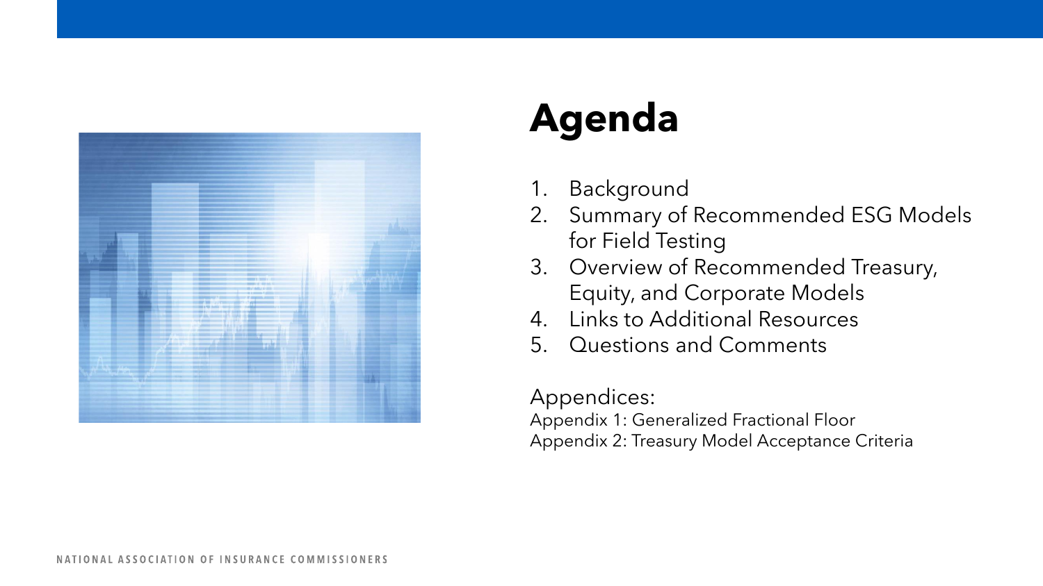# Agenda

1. Background
2. Summary of Recommended ESG Models for Field Testing
3. Overview of Recommended Treasury, Equity, and Corporate Models
4. Links to Additional Resources
5. Questions and Comments

Appendices:

Appendix 1: Generalized Fractional Floor

Appendix 2: Treasury Model Acceptance Criteria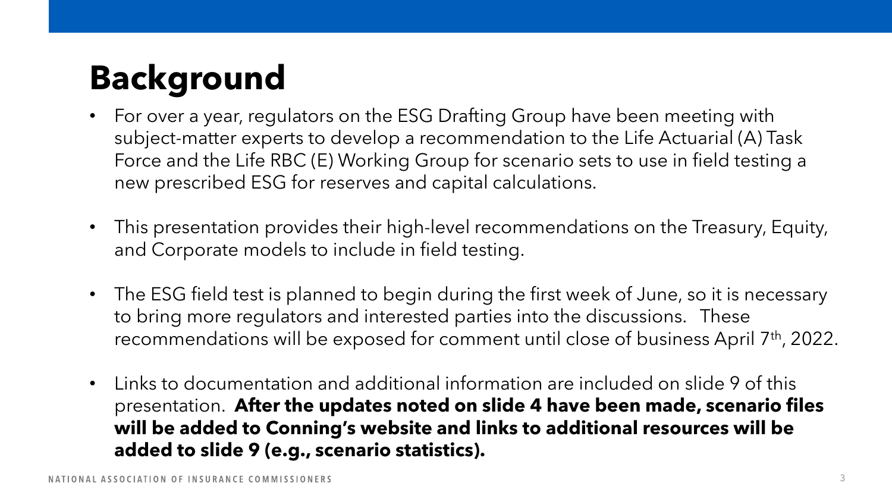# Background

- For over a year, regulators on the ESG Drafting Group have been meeting with subject-matter experts to develop a recommendation to the Life Actuarial (A) Task Force and the Life RBC (E) Working Group for scenario sets to use in field testing a new prescribed ESG for reserves and capital calculations.
- This presentation provides their high-level recommendations on the Treasury, Equity, and Corporate models to include in field testing.
- The ESG field test is planned to begin during the first week of June, so it is necessary to bring more regulators and interested parties into the discussions. These recommendations will be exposed for comment until close of business April 7th, 2022.
- Links to documentation and additional information are included on slide 9 of this presentation. **After the updates noted on slide 4 have been made, scenario files will be added to Conning's website and links to additional resources will be added to slide 9 (e.g., scenario statistics).**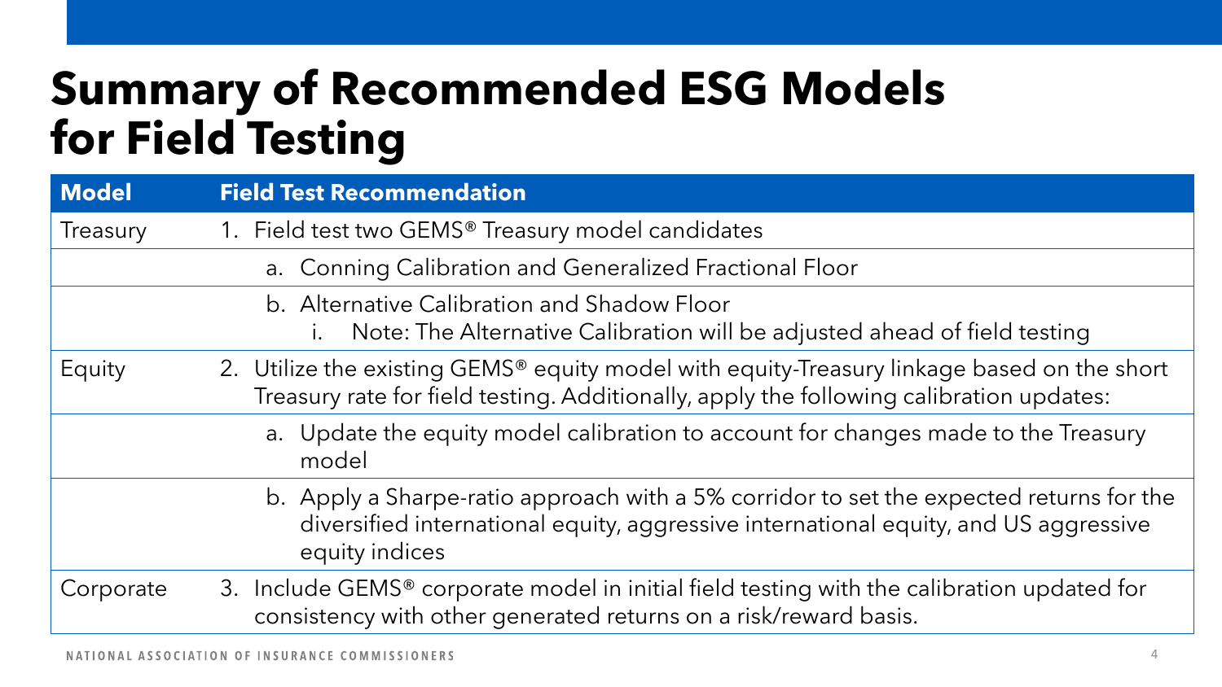# Summary of Recommended ESG Models for Field Testing

| Model | Field Test Recommendation |
|---|---|
| Treasury | 1. Field test two GEMS® Treasury model candidates |
| | a. Conning Calibration and Generalized Fractional Floor |
| | b. Alternative Calibration and Shadow Floor<br>i. Note: The Alternative Calibration will be adjusted ahead of field testing |
| Equity | 2. Utilize the existing GEMS® equity model with equity-Treasury linkage based on the short Treasury rate for field testing. Additionally, apply the following calibration updates: |
| | a. Update the equity model calibration to account for changes made to the Treasury model |
| | b. Apply a Sharpe-ratio approach with a 5% corridor to set the expected returns for the diversified international equity, aggressive international equity, and US aggressive equity indices |
| Corporate | 3. Include GEMS® corporate model in initial field testing with the calibration updated for consistency with other generated returns on a risk/reward basis. |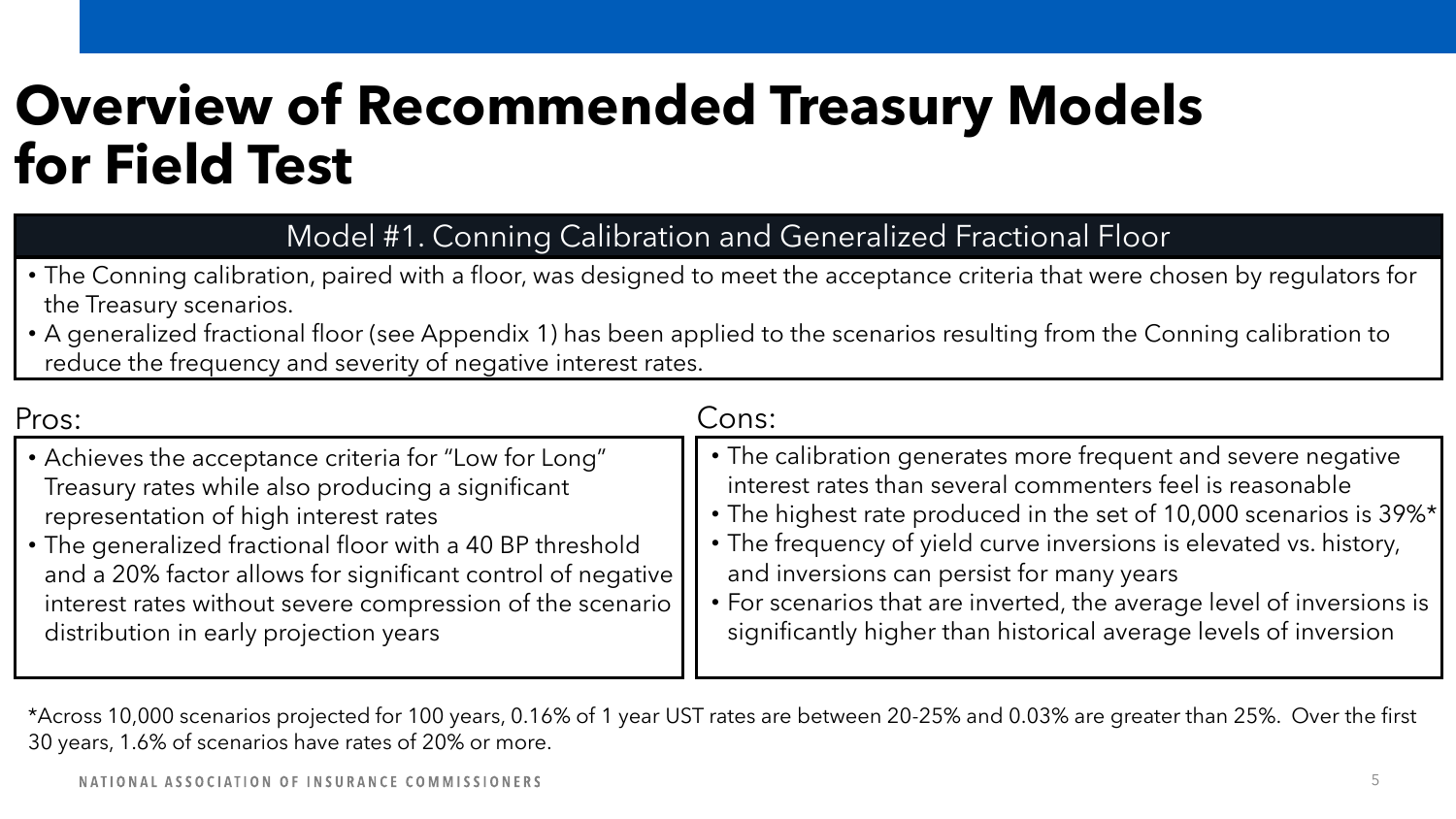# Overview of Recommended Treasury Models for Field Test

## Model #1. Conning Calibration and Generalized Fractional Floor

- The Conning calibration, paired with a floor, was designed to meet the acceptance criteria that were chosen by regulators for the Treasury scenarios.
- A generalized fractional floor (see Appendix 1) has been applied to the scenarios resulting from the Conning calibration to reduce the frequency and severity of negative interest rates.

Pros:

- Achieves the acceptance criteria for "Low for Long" Treasury rates while also producing a significant representation of high interest rates
- The generalized fractional floor with a 40 BP threshold and a 20% factor allows for significant control of negative interest rates without severe compression of the scenario distribution in early projection years

Cons:

- The calibration generates more frequent and severe negative interest rates than several commenters feel is reasonable
- The highest rate produced in the set of 10,000 scenarios is 39%*
- The frequency of yield curve inversions is elevated vs. history, and inversions can persist for many years
- For scenarios that are inverted, the average level of inversions is significantly higher than historical average levels of inversion

*Across 10,000 scenarios projected for 100 years, 0.16% of 1 year UST rates are between 20-25% and 0.03% are greater than 25%. Over the first 30 years, 1.6% of scenarios have rates of 20% or more.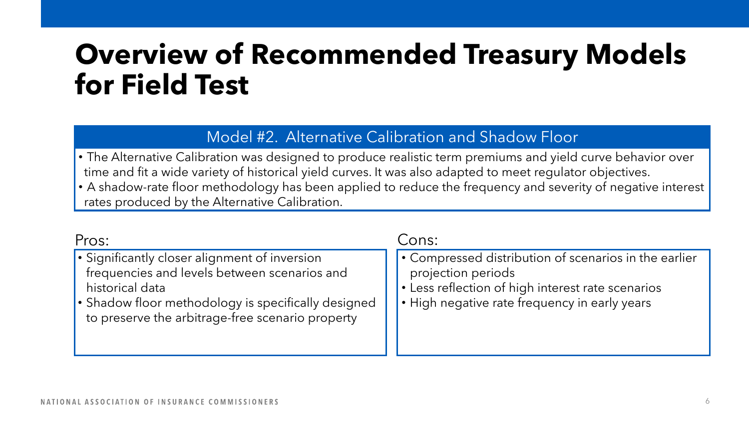# Overview of Recommended Treasury Models for Field Test

## Model #2. Alternative Calibration and Shadow Floor

- The Alternative Calibration was designed to produce realistic term premiums and yield curve behavior over time and fit a wide variety of historical yield curves. It was also adapted to meet regulator objectives.
- A shadow-rate floor methodology has been applied to reduce the frequency and severity of negative interest rates produced by the Alternative Calibration.

### Pros:

- Significantly closer alignment of inversion frequencies and levels between scenarios and historical data
- Shadow floor methodology is specifically designed to preserve the arbitrage-free scenario property

### Cons:

- Compressed distribution of scenarios in the earlier projection periods
- Less reflection of high interest rate scenarios
- High negative rate frequency in early years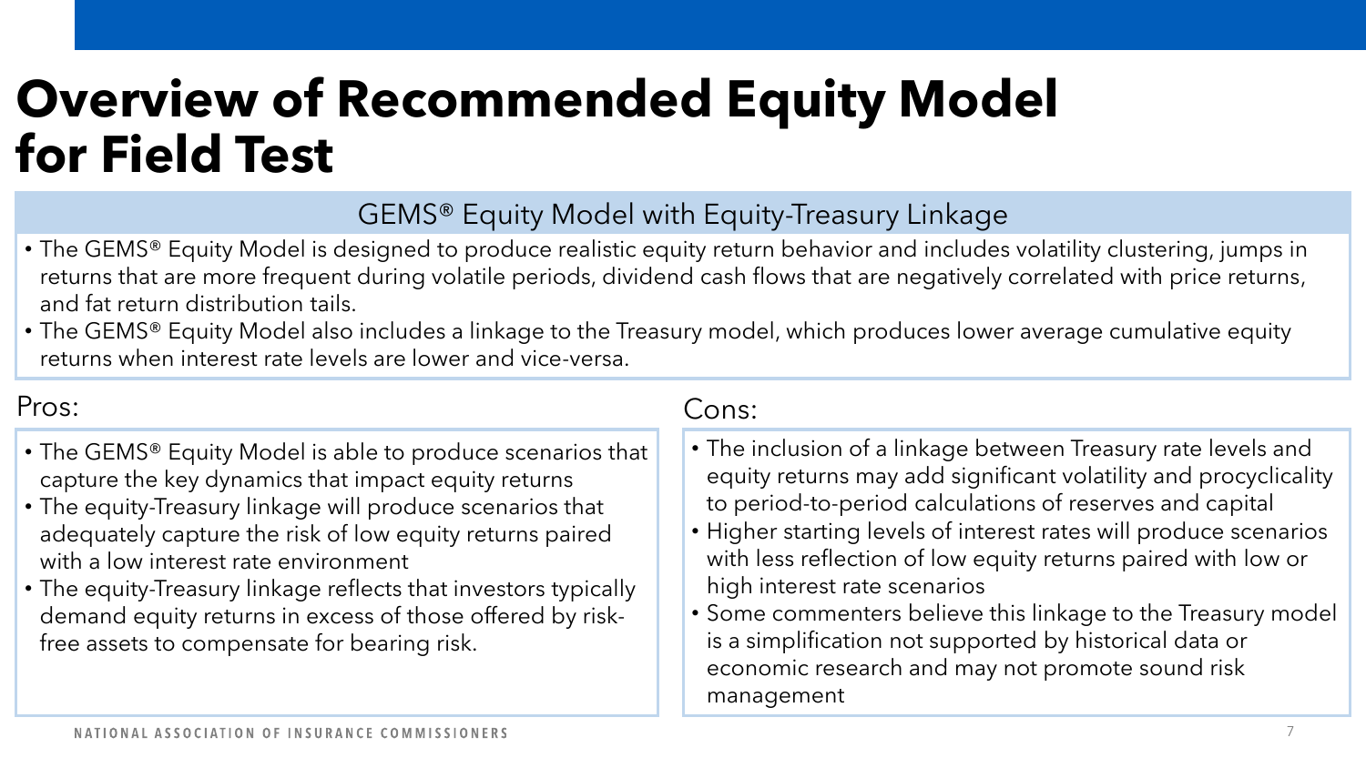# Overview of Recommended Equity Model for Field Test

## GEMS® Equity Model with Equity-Treasury Linkage

- The GEMS® Equity Model is designed to produce realistic equity return behavior and includes volatility clustering, jumps in returns that are more frequent during volatile periods, dividend cash flows that are negatively correlated with price returns, and fat return distribution tails.
- The GEMS® Equity Model also includes a linkage to the Treasury model, which produces lower average cumulative equity returns when interest rate levels are lower and vice-versa.

### Pros:

- The GEMS® Equity Model is able to produce scenarios that capture the key dynamics that impact equity returns
- The equity-Treasury linkage will produce scenarios that adequately capture the risk of low equity returns paired with a low interest rate environment
- The equity-Treasury linkage reflects that investors typically demand equity returns in excess of those offered by risk-free assets to compensate for bearing risk.

### Cons:

- The inclusion of a linkage between Treasury rate levels and equity returns may add significant volatility and procyclicality to period-to-period calculations of reserves and capital
- Higher starting levels of interest rates will produce scenarios with less reflection of low equity returns paired with low or high interest rate scenarios
- Some commenters believe this linkage to the Treasury model is a simplification not supported by historical data or economic research and may not promote sound risk management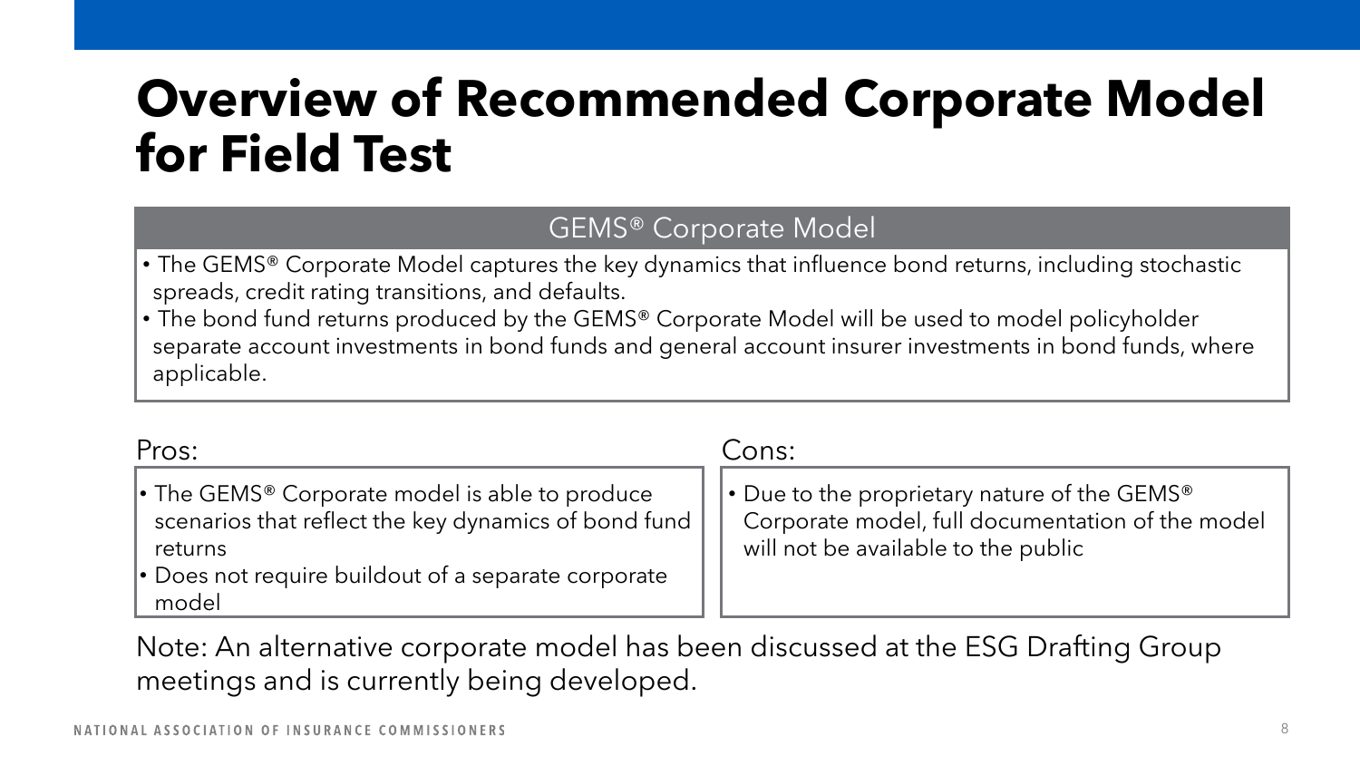# Overview of Recommended Corporate Model for Field Test

## GEMS® Corporate Model

- The GEMS® Corporate Model captures the key dynamics that influence bond returns, including stochastic spreads, credit rating transitions, and defaults.
- The bond fund returns produced by the GEMS® Corporate Model will be used to model policyholder separate account investments in bond funds and general account insurer investments in bond funds, where applicable.

Pros:

- The GEMS® Corporate model is able to produce scenarios that reflect the key dynamics of bond fund returns
- Does not require buildout of a separate corporate model

Cons:

- Due to the proprietary nature of the GEMS® Corporate model, full documentation of the model will not be available to the public

Note: An alternative corporate model has been discussed at the ESG Drafting Group meetings and is currently being developed.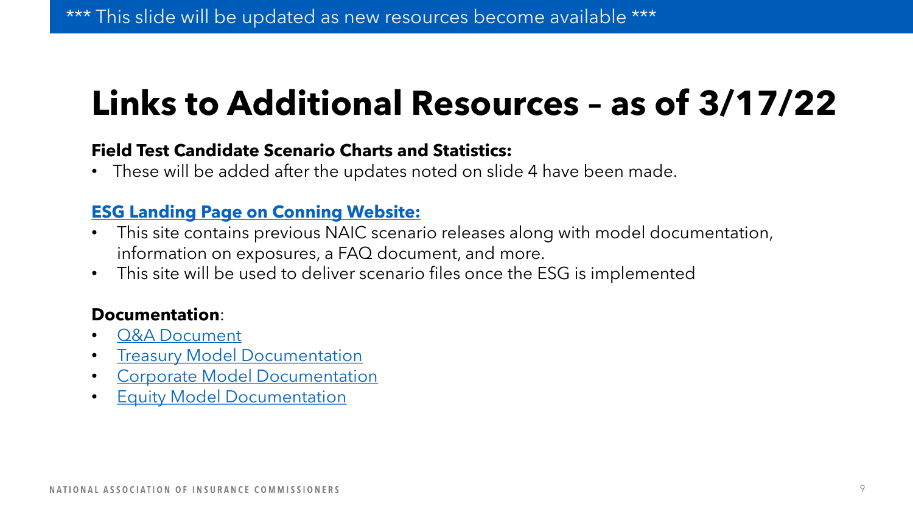*** This slide will be updated as new resources become available ***

# Links to Additional Resources – as of 3/17/22

**Field Test Candidate Scenario Charts and Statistics:**

- These will be added after the updates noted on slide 4 have been made.

**ESG Landing Page on Conning Website:**

- This site contains previous NAIC scenario releases along with model documentation, information on exposures, a FAQ document, and more.
- This site will be used to deliver scenario files once the ESG is implemented

**Documentation**:

- Q&A Document
- Treasury Model Documentation
- Corporate Model Documentation
- Equity Model Documentation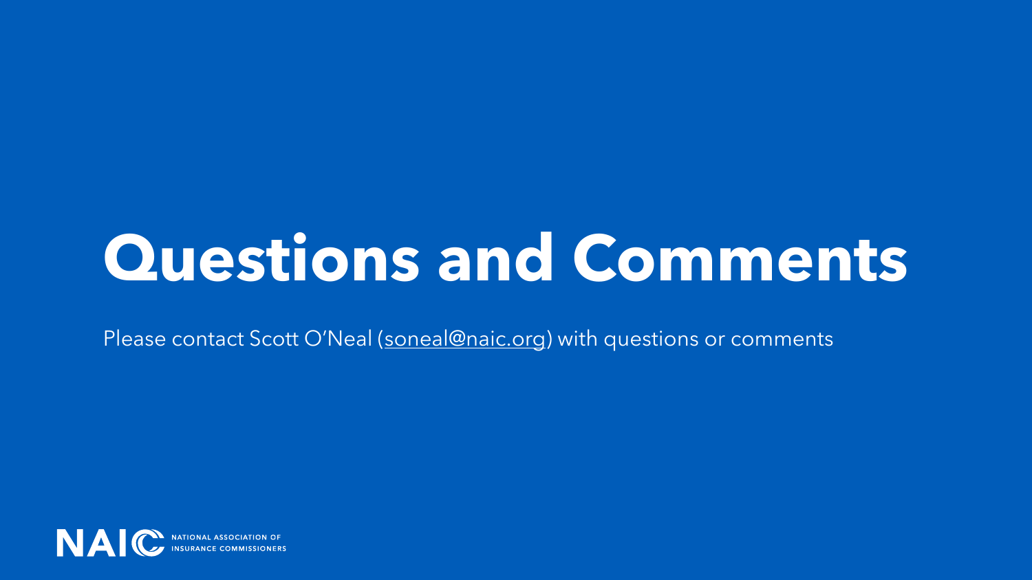# Questions and Comments

Please contact Scott O'Neal (soneal@naic.org) with questions or comments

NAIC NATIONAL ASSOCIATION OF INSURANCE COMMISSIONERS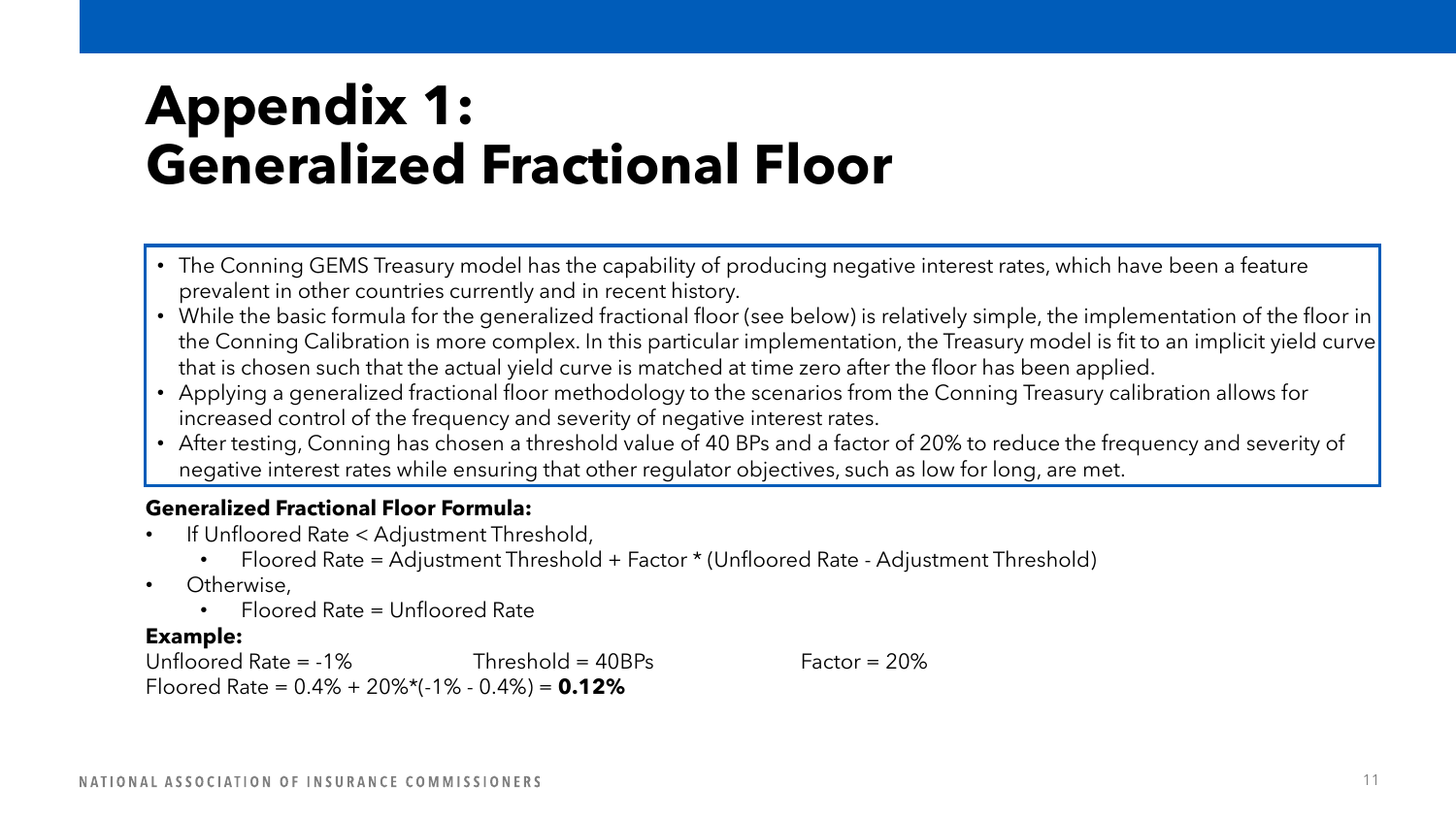# Appendix 1: Generalized Fractional Floor

- The Conning GEMS Treasury model has the capability of producing negative interest rates, which have been a feature prevalent in other countries currently and in recent history.
- While the basic formula for the generalized fractional floor (see below) is relatively simple, the implementation of the floor in the Conning Calibration is more complex. In this particular implementation, the Treasury model is fit to an implicit yield curve that is chosen such that the actual yield curve is matched at time zero after the floor has been applied.
- Applying a generalized fractional floor methodology to the scenarios from the Conning Treasury calibration allows for increased control of the frequency and severity of negative interest rates.
- After testing, Conning has chosen a threshold value of 40 BPs and a factor of 20% to reduce the frequency and severity of negative interest rates while ensuring that other regulator objectives, such as low for long, are met.

**Generalized Fractional Floor Formula:**

- If Unfloored Rate < Adjustment Threshold,
  - Floored Rate = Adjustment Threshold + Factor * (Unfloored Rate - Adjustment Threshold)
- Otherwise,
  - Floored Rate = Unfloored Rate

**Example:**

Unfloored Rate = -1%   Threshold = 40BPs   Factor = 20%

Floored Rate = 0.4% + 20%*(-1% - 0.4%) = **0.12%**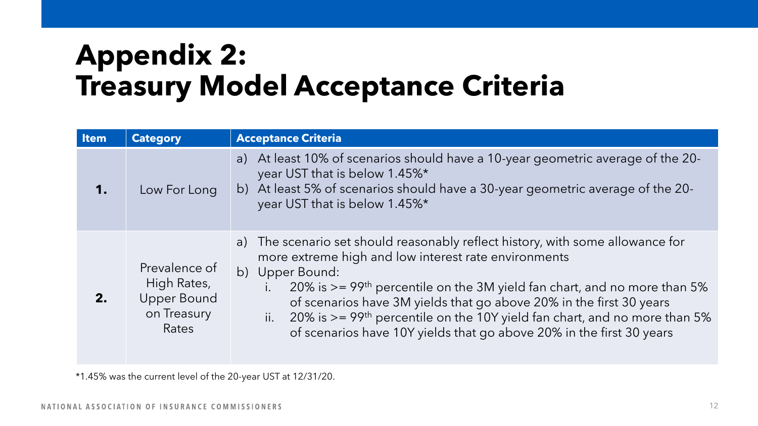# Appendix 2: Treasury Model Acceptance Criteria

| Item | Category | Acceptance Criteria |
|---|---|---|
| **1.** | Low For Long | a) At least 10% of scenarios should have a 10-year geometric average of the 20-year UST that is below 1.45%* <br> b) At least 5% of scenarios should have a 30-year geometric average of the 20-year UST that is below 1.45%* |
| **2.** | Prevalence of High Rates, Upper Bound on Treasury Rates | a) The scenario set should reasonably reflect history, with some allowance for more extreme high and low interest rate environments <br> b) Upper Bound: <br> i. 20% is >= 99th percentile on the 3M yield fan chart, and no more than 5% of scenarios have 3M yields that go above 20% in the first 30 years <br> ii. 20% is >= 99th percentile on the 10Y yield fan chart, and no more than 5% of scenarios have 10Y yields that go above 20% in the first 30 years |

*1.45% was the current level of the 20-year UST at 12/31/20.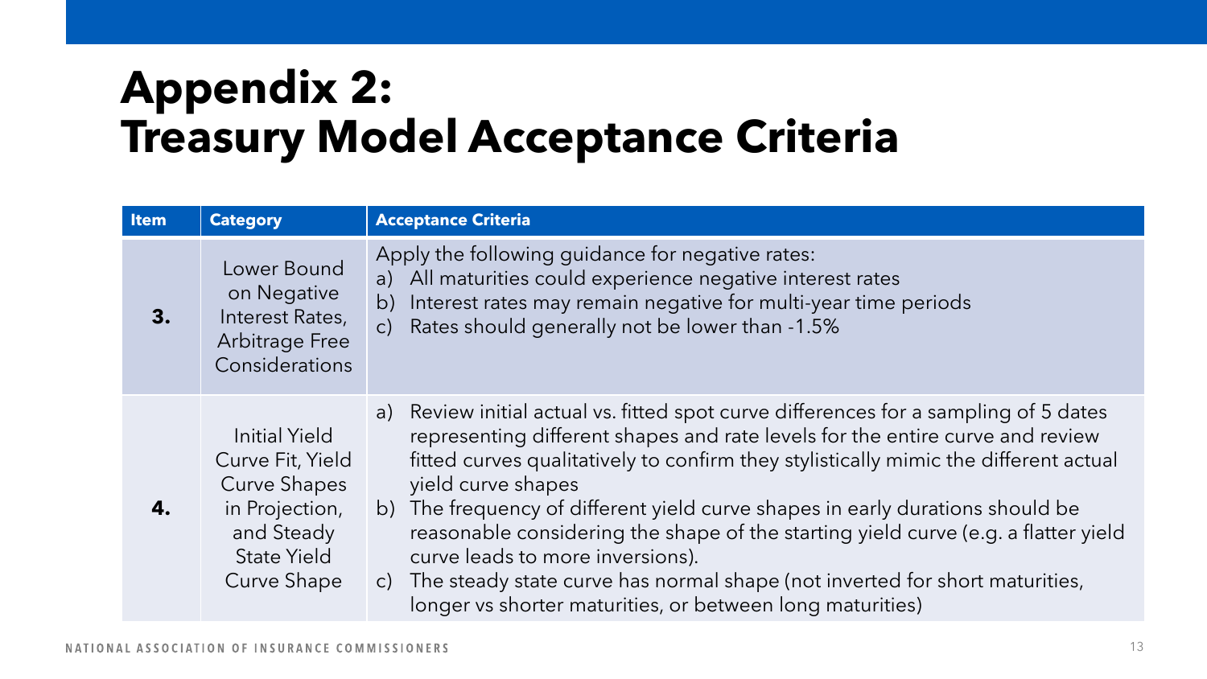# Appendix 2: Treasury Model Acceptance Criteria

| Item | Category | Acceptance Criteria |
|---|---|---|
| **3.** | Lower Bound on Negative Interest Rates, Arbitrage Free Considerations | Apply the following guidance for negative rates:<br>a) All maturities could experience negative interest rates<br>b) Interest rates may remain negative for multi-year time periods<br>c) Rates should generally not be lower than -1.5% |
| **4.** | Initial Yield Curve Fit, Yield Curve Shapes in Projection, and Steady State Yield Curve Shape | a) Review initial actual vs. fitted spot curve differences for a sampling of 5 dates representing different shapes and rate levels for the entire curve and review fitted curves qualitatively to confirm they stylistically mimic the different actual yield curve shapes<br>b) The frequency of different yield curve shapes in early durations should be reasonable considering the shape of the starting yield curve (e.g. a flatter yield curve leads to more inversions).<br>c) The steady state curve has normal shape (not inverted for short maturities, longer vs shorter maturities, or between long maturities) |